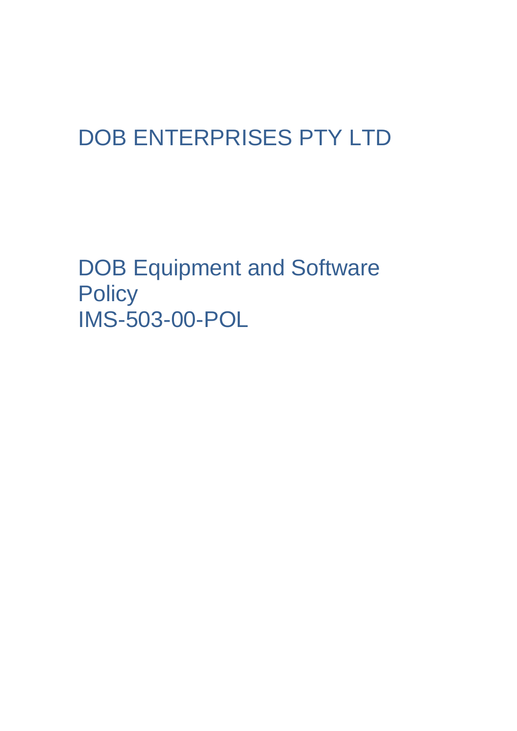# DOB ENTERPRISES PTY LTD

## DOB Equipment and Software Policy
## IMS-503-00-POL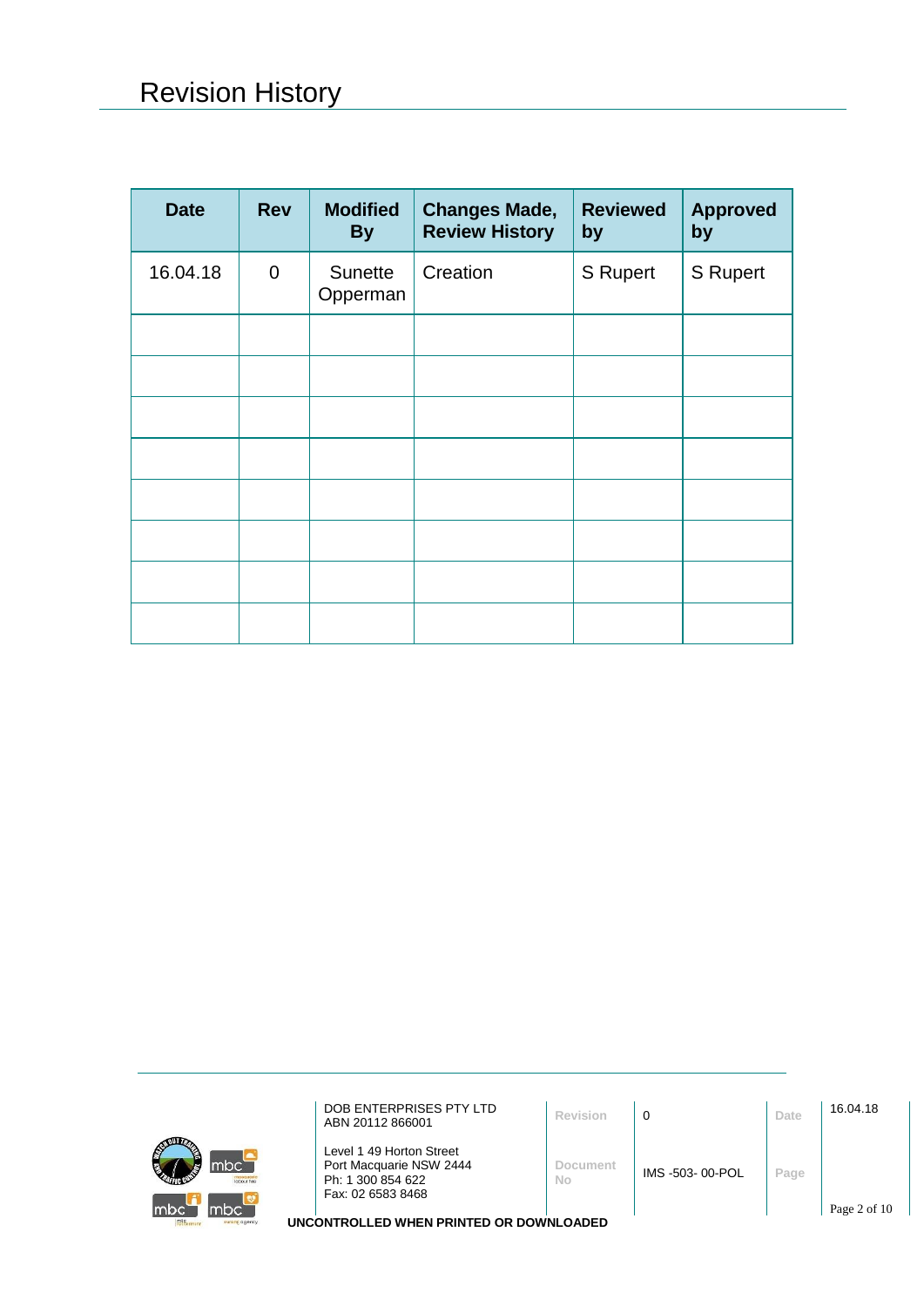# Revision History

| Date | Rev | Modified By | Changes Made, Review History | Reviewed by | Approved by |
|---|---|---|---|---|---|
| 16.04.18 | 0 | Sunette Opperman | Creation | S Rupert | S Rupert |
| | | | | | |
| | | | | | |
| | | | | | |
| | | | | | |
| | | | | | |
| | | | | | |
| | | | | | |
| | | | | | |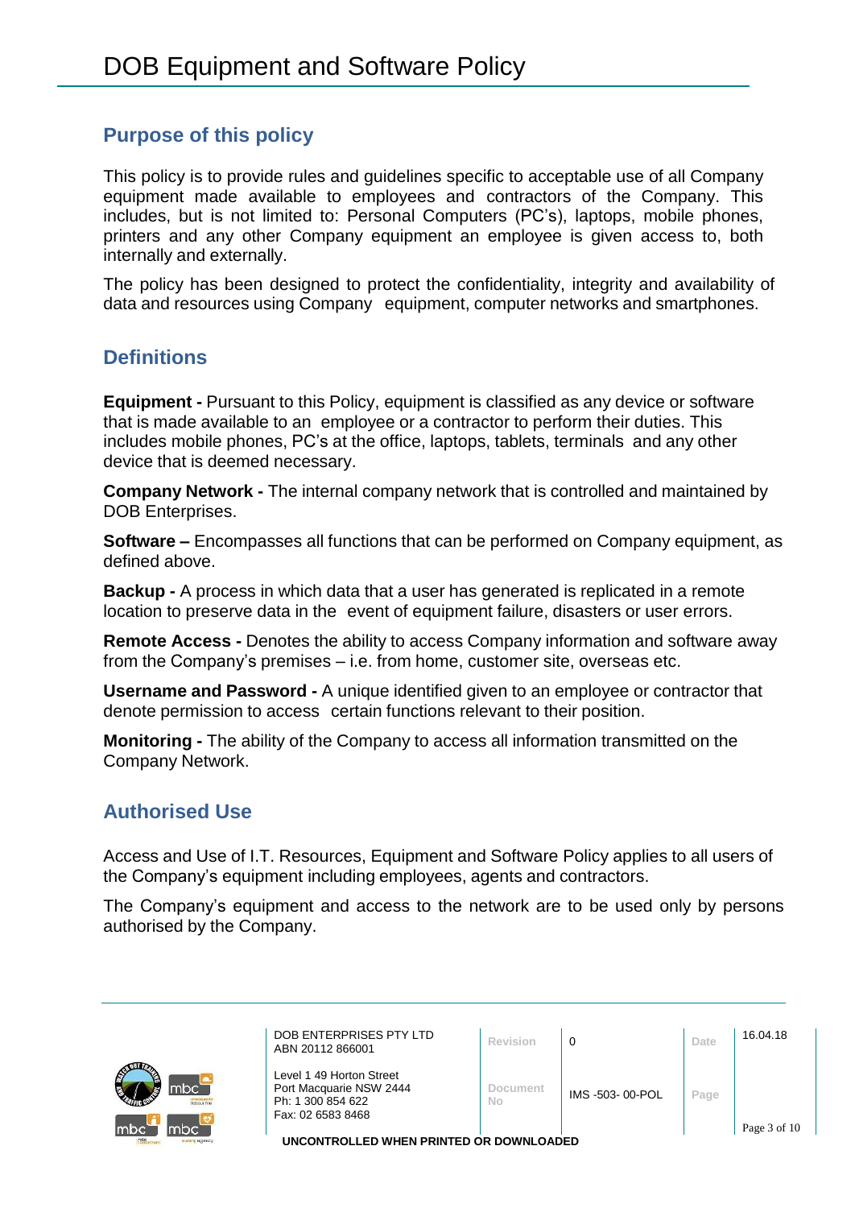# DOB Equipment and Software Policy

## Purpose of this policy

This policy is to provide rules and guidelines specific to acceptable use of all Company equipment made available to employees and contractors of the Company. This includes, but is not limited to: Personal Computers (PC's), laptops, mobile phones, printers and any other Company equipment an employee is given access to, both internally and externally.

The policy has been designed to protect the confidentiality, integrity and availability of data and resources using Company equipment, computer networks and smartphones.

## Definitions

**Equipment -** Pursuant to this Policy, equipment is classified as any device or software that is made available to an employee or a contractor to perform their duties. This includes mobile phones, PC's at the office, laptops, tablets, terminals and any other device that is deemed necessary.

**Company Network -** The internal company network that is controlled and maintained by DOB Enterprises.

**Software –** Encompasses all functions that can be performed on Company equipment, as defined above.

**Backup -** A process in which data that a user has generated is replicated in a remote location to preserve data in the event of equipment failure, disasters or user errors.

**Remote Access -** Denotes the ability to access Company information and software away from the Company's premises – i.e. from home, customer site, overseas etc.

**Username and Password -** A unique identified given to an employee or contractor that denote permission to access certain functions relevant to their position.

**Monitoring -** The ability of the Company to access all information transmitted on the Company Network.

## Authorised Use

Access and Use of I.T. Resources, Equipment and Software Policy applies to all users of the Company's equipment including employees, agents and contractors.

The Company's equipment and access to the network are to be used only by persons authorised by the Company.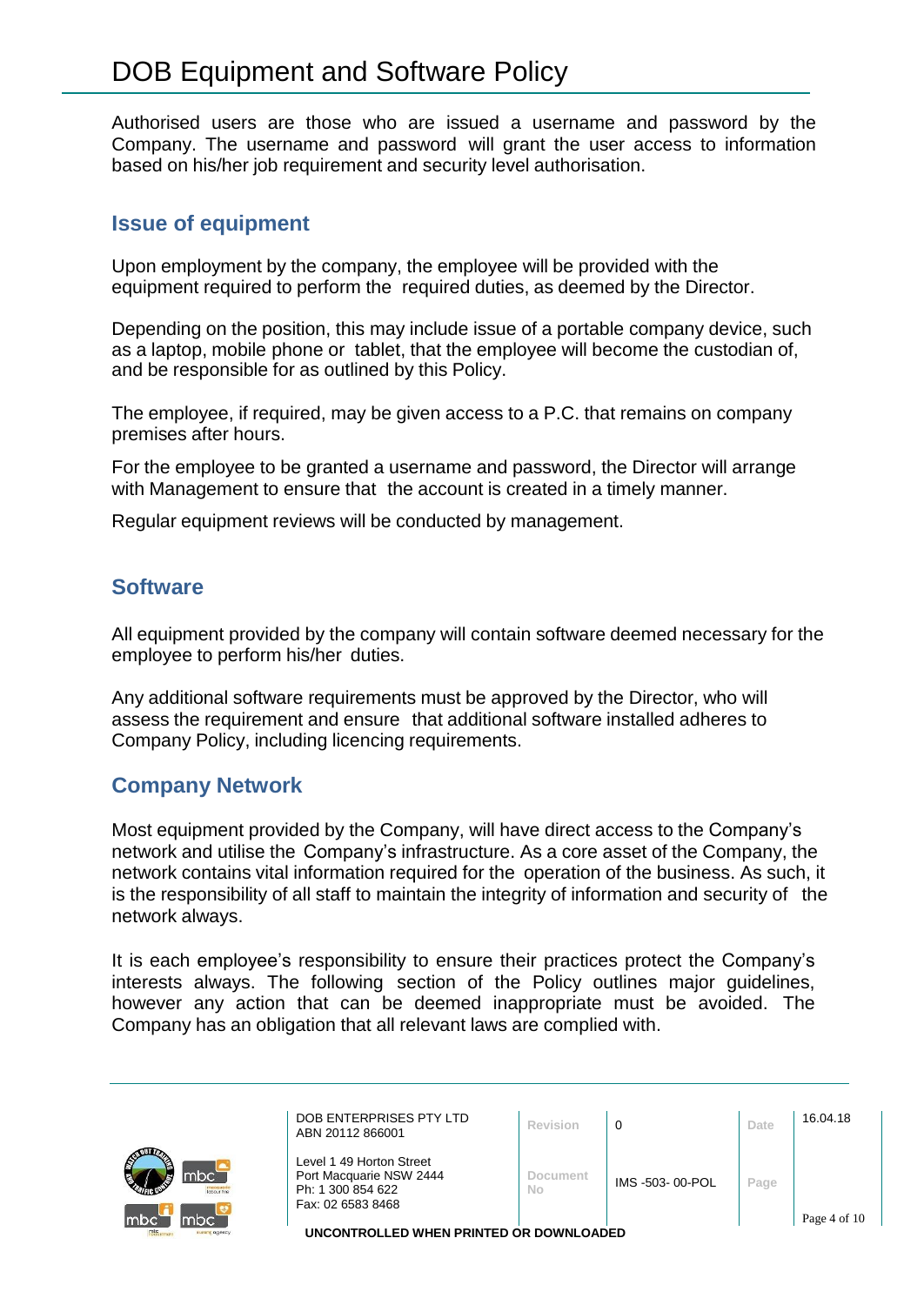Authorised users are those who are issued a username and password by the Company. The username and password will grant the user access to information based on his/her job requirement and security level authorisation.

## Issue of equipment

Upon employment by the company, the employee will be provided with the equipment required to perform the required duties, as deemed by the Director.

Depending on the position, this may include issue of a portable company device, such as a laptop, mobile phone or tablet, that the employee will become the custodian of, and be responsible for as outlined by this Policy.

The employee, if required, may be given access to a P.C. that remains on company premises after hours.

For the employee to be granted a username and password, the Director will arrange with Management to ensure that the account is created in a timely manner.

Regular equipment reviews will be conducted by management.

## Software

All equipment provided by the company will contain software deemed necessary for the employee to perform his/her duties.

Any additional software requirements must be approved by the Director, who will assess the requirement and ensure that additional software installed adheres to Company Policy, including licencing requirements.

## Company Network

Most equipment provided by the Company, will have direct access to the Company's network and utilise the Company's infrastructure. As a core asset of the Company, the network contains vital information required for the operation of the business. As such, it is the responsibility of all staff to maintain the integrity of information and security of the network always.

It is each employee's responsibility to ensure their practices protect the Company's interests always. The following section of the Policy outlines major guidelines, however any action that can be deemed inappropriate must be avoided. The Company has an obligation that all relevant laws are complied with.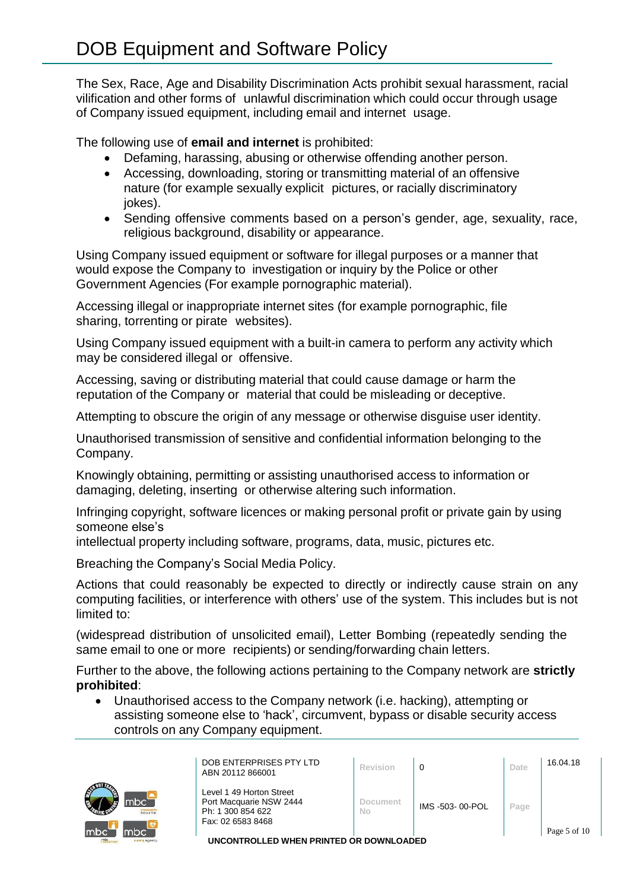# DOB Equipment and Software Policy

The Sex, Race, Age and Disability Discrimination Acts prohibit sexual harassment, racial vilification and other forms of unlawful discrimination which could occur through usage of Company issued equipment, including email and internet usage.

The following use of **email and internet** is prohibited:

- Defaming, harassing, abusing or otherwise offending another person.
- Accessing, downloading, storing or transmitting material of an offensive nature (for example sexually explicit pictures, or racially discriminatory jokes).
- Sending offensive comments based on a person's gender, age, sexuality, race, religious background, disability or appearance.

Using Company issued equipment or software for illegal purposes or a manner that would expose the Company to investigation or inquiry by the Police or other Government Agencies (For example pornographic material).

Accessing illegal or inappropriate internet sites (for example pornographic, file sharing, torrenting or pirate websites).

Using Company issued equipment with a built-in camera to perform any activity which may be considered illegal or offensive.

Accessing, saving or distributing material that could cause damage or harm the reputation of the Company or material that could be misleading or deceptive.

Attempting to obscure the origin of any message or otherwise disguise user identity.

Unauthorised transmission of sensitive and confidential information belonging to the Company.

Knowingly obtaining, permitting or assisting unauthorised access to information or damaging, deleting, inserting or otherwise altering such information.

Infringing copyright, software licences or making personal profit or private gain by using someone else's
intellectual property including software, programs, data, music, pictures etc.

Breaching the Company's Social Media Policy.

Actions that could reasonably be expected to directly or indirectly cause strain on any computing facilities, or interference with others' use of the system. This includes but is not limited to:

(widespread distribution of unsolicited email), Letter Bombing (repeatedly sending the same email to one or more recipients) or sending/forwarding chain letters.

Further to the above, the following actions pertaining to the Company network are **strictly prohibited**:

- Unauthorised access to the Company network (i.e. hacking), attempting or assisting someone else to 'hack', circumvent, bypass or disable security access controls on any Company equipment.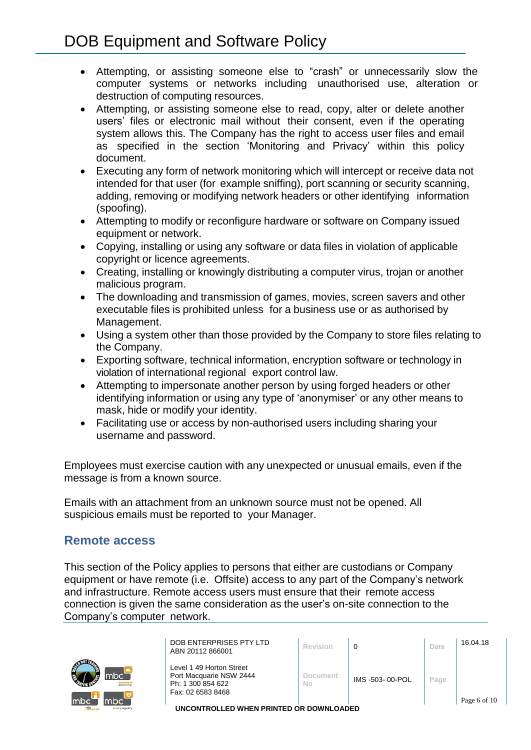- Attempting, or assisting someone else to "crash" or unnecessarily slow the computer systems or networks including unauthorised use, alteration or destruction of computing resources.
- Attempting, or assisting someone else to read, copy, alter or delete another users' files or electronic mail without their consent, even if the operating system allows this. The Company has the right to access user files and email as specified in the section 'Monitoring and Privacy' within this policy document.
- Executing any form of network monitoring which will intercept or receive data not intended for that user (for example sniffing), port scanning or security scanning, adding, removing or modifying network headers or other identifying information (spoofing).
- Attempting to modify or reconfigure hardware or software on Company issued equipment or network.
- Copying, installing or using any software or data files in violation of applicable copyright or licence agreements.
- Creating, installing or knowingly distributing a computer virus, trojan or another malicious program.
- The downloading and transmission of games, movies, screen savers and other executable files is prohibited unless for a business use or as authorised by Management.
- Using a system other than those provided by the Company to store files relating to the Company.
- Exporting software, technical information, encryption software or technology in violation of international regional export control law.
- Attempting to impersonate another person by using forged headers or other identifying information or using any type of 'anonymiser' or any other means to mask, hide or modify your identity.
- Facilitating use or access by non-authorised users including sharing your username and password.

Employees must exercise caution with any unexpected or unusual emails, even if the message is from a known source.

Emails with an attachment from an unknown source must not be opened. All suspicious emails must be reported to your Manager.

## Remote access

This section of the Policy applies to persons that either are custodians or Company equipment or have remote (i.e. Offsite) access to any part of the Company's network and infrastructure. Remote access users must ensure that their remote access connection is given the same consideration as the user's on-site connection to the Company's computer network.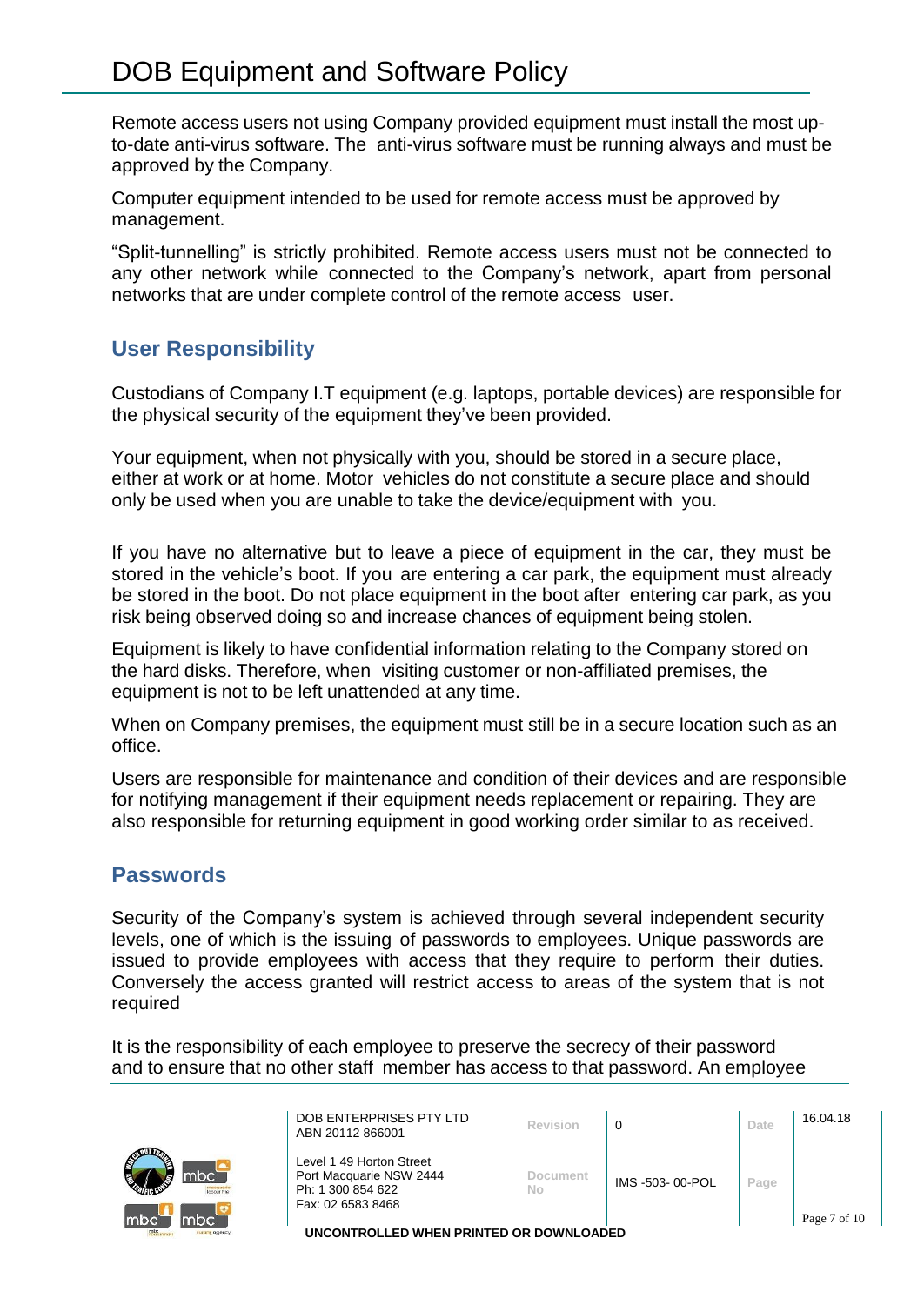Remote access users not using Company provided equipment must install the most up-to-date anti-virus software. The anti-virus software must be running always and must be approved by the Company.

Computer equipment intended to be used for remote access must be approved by management.

“Split-tunnelling” is strictly prohibited. Remote access users must not be connected to any other network while connected to the Company’s network, apart from personal networks that are under complete control of the remote access user.

## User Responsibility

Custodians of Company I.T equipment (e.g. laptops, portable devices) are responsible for the physical security of the equipment they’ve been provided.

Your equipment, when not physically with you, should be stored in a secure place, either at work or at home. Motor vehicles do not constitute a secure place and should only be used when you are unable to take the device/equipment with you.

If you have no alternative but to leave a piece of equipment in the car, they must be stored in the vehicle’s boot. If you are entering a car park, the equipment must already be stored in the boot. Do not place equipment in the boot after entering car park, as you risk being observed doing so and increase chances of equipment being stolen.

Equipment is likely to have confidential information relating to the Company stored on the hard disks. Therefore, when visiting customer or non-affiliated premises, the equipment is not to be left unattended at any time.

When on Company premises, the equipment must still be in a secure location such as an office.

Users are responsible for maintenance and condition of their devices and are responsible for notifying management if their equipment needs replacement or repairing. They are also responsible for returning equipment in good working order similar to as received.

## Passwords

Security of the Company’s system is achieved through several independent security levels, one of which is the issuing of passwords to employees. Unique passwords are issued to provide employees with access that they require to perform their duties. Conversely the access granted will restrict access to areas of the system that is not required

It is the responsibility of each employee to preserve the secrecy of their password and to ensure that no other staff member has access to that password. An employee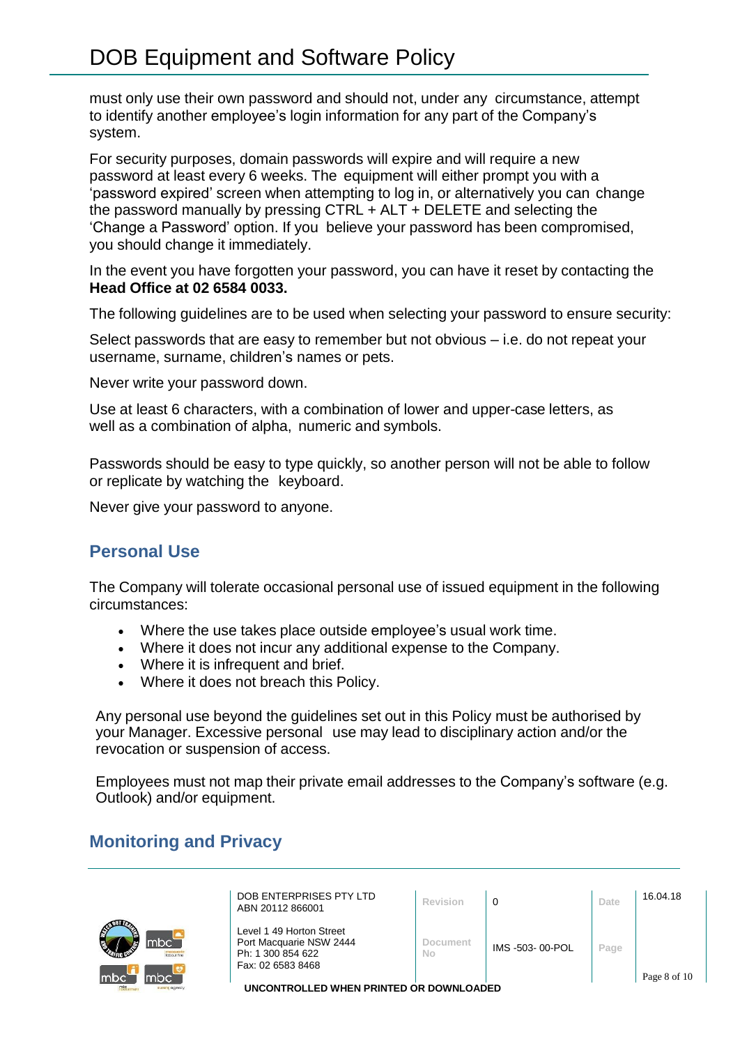must only use their own password and should not, under any circumstance, attempt to identify another employee's login information for any part of the Company's system.

For security purposes, domain passwords will expire and will require a new password at least every 6 weeks. The equipment will either prompt you with a 'password expired' screen when attempting to log in, or alternatively you can change the password manually by pressing CTRL + ALT + DELETE and selecting the 'Change a Password' option. If you believe your password has been compromised, you should change it immediately.

In the event you have forgotten your password, you can have it reset by contacting the **Head Office at 02 6584 0033.**

The following guidelines are to be used when selecting your password to ensure security:

Select passwords that are easy to remember but not obvious – i.e. do not repeat your username, surname, children's names or pets.

Never write your password down.

Use at least 6 characters, with a combination of lower and upper-case letters, as well as a combination of alpha, numeric and symbols.

Passwords should be easy to type quickly, so another person will not be able to follow or replicate by watching the keyboard.

Never give your password to anyone.

## Personal Use

The Company will tolerate occasional personal use of issued equipment in the following circumstances:

- Where the use takes place outside employee's usual work time.
- Where it does not incur any additional expense to the Company.
- Where it is infrequent and brief.
- Where it does not breach this Policy.

Any personal use beyond the guidelines set out in this Policy must be authorised by your Manager. Excessive personal use may lead to disciplinary action and/or the revocation or suspension of access.

Employees must not map their private email addresses to the Company's software (e.g. Outlook) and/or equipment.

## Monitoring and Privacy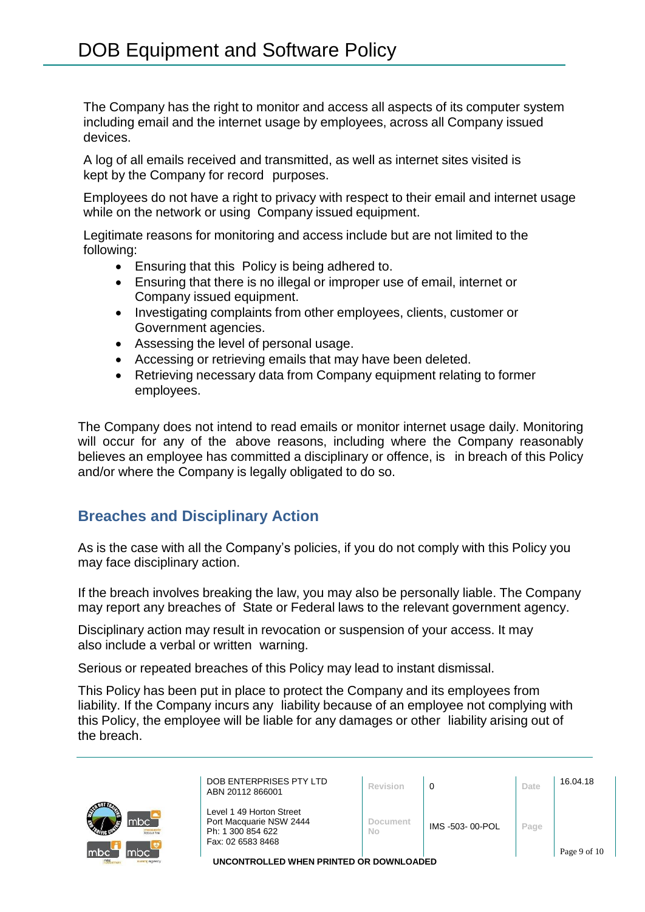The Company has the right to monitor and access all aspects of its computer system including email and the internet usage by employees, across all Company issued devices.

A log of all emails received and transmitted, as well as internet sites visited is kept by the Company for record purposes.

Employees do not have a right to privacy with respect to their email and internet usage while on the network or using Company issued equipment.

Legitimate reasons for monitoring and access include but are not limited to the following:

- Ensuring that this Policy is being adhered to.
- Ensuring that there is no illegal or improper use of email, internet or Company issued equipment.
- Investigating complaints from other employees, clients, customer or Government agencies.
- Assessing the level of personal usage.
- Accessing or retrieving emails that may have been deleted.
- Retrieving necessary data from Company equipment relating to former employees.

The Company does not intend to read emails or monitor internet usage daily. Monitoring will occur for any of the above reasons, including where the Company reasonably believes an employee has committed a disciplinary or offence, is in breach of this Policy and/or where the Company is legally obligated to do so.

## Breaches and Disciplinary Action

As is the case with all the Company's policies, if you do not comply with this Policy you may face disciplinary action.

If the breach involves breaking the law, you may also be personally liable. The Company may report any breaches of State or Federal laws to the relevant government agency.

Disciplinary action may result in revocation or suspension of your access. It may also include a verbal or written warning.

Serious or repeated breaches of this Policy may lead to instant dismissal.

This Policy has been put in place to protect the Company and its employees from liability. If the Company incurs any liability because of an employee not complying with this Policy, the employee will be liable for any damages or other liability arising out of the breach.